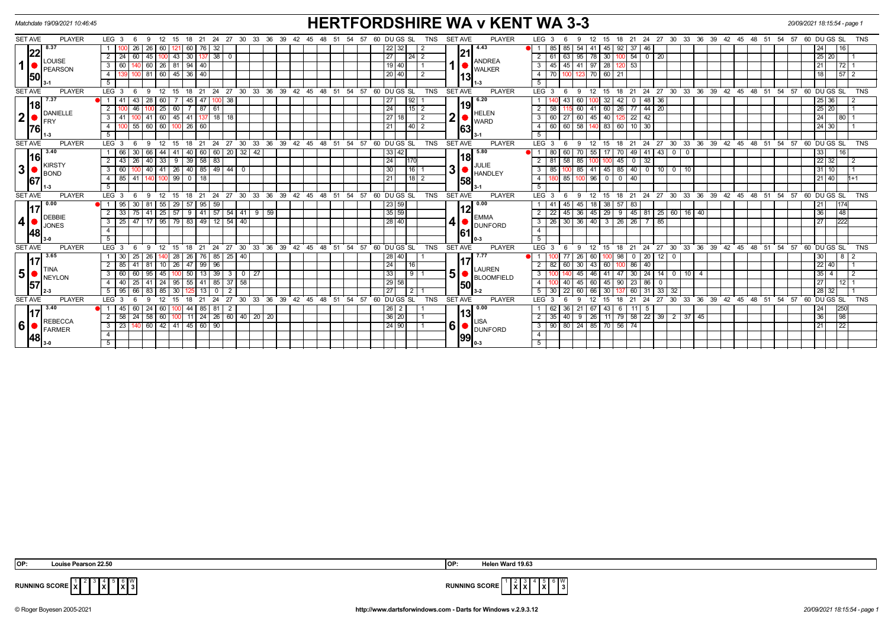# HERTFORDSHIRE WA v KENT WA 3-3

Matchdate 19/09/2021 10:46:45

20/09/2021 18:15:54 - page 1

## Set 1

| SET AVE | PLAYER | LEG | 3 | 6 | 9 | 12 | 15 | 18 | 21 | 24 | 27 | 30 | DU | GS | SL | TNS |
|---|---|---|---|---|---|---|---|---|---|---|---|---|---|---|---|---|
| 8.37 / 22.50 | LOUISE PEARSON (1-3) | 1 | 100 | 26 | 26 | 60 | 121 | 60 | 76 | 32 | | | 22 | 32 | | 2 |
| | | 2 | 24 | 60 | 45 | 100 | 43 | 30 | 137 | 38 | 0 | | 27 | | 24 | 2 |
| | | 3 | 60 | 140 | 60 | 26 | 81 | 94 | 40 | | | | 19 | 40 | | 1 |
| | | 4 | 139 | 100 | 81 | 60 | 45 | 36 | 40 | | | | 20 | 40 | | 2 |

| SET AVE | PLAYER | LEG | 3 | 6 | 9 | 12 | 15 | 18 | 21 | 24 | 27 | 30 | DU | GS | SL | TNS |
|---|---|---|---|---|---|---|---|---|---|---|---|---|---|---|---|---|
| 4.43 / 21.13 | ANDREA WALKER (1-3) | 1 | 85 | 85 | 54 | 41 | 45 | 92 | 37 | 46 | | | 24 | | 16 | |
| | | 2 | 61 | 63 | 95 | 78 | 30 | 100 | 54 | 0 | 20 | | 25 | 20 | | 1 |
| | | 3 | 45 | 45 | 41 | 97 | 28 | 120 | 53 | | | | 21 | | 72 | 1 |
| | | 4 | 70 | 100 | 123 | 70 | 60 | 21 | | | | | 18 | | 57 | 2 |

## Set 2

| SET AVE | PLAYER | LEG | 3 | 6 | 9 | 12 | 15 | 18 | 21 | 24 | 27 | 30 | DU | GS | SL | TNS |
|---|---|---|---|---|---|---|---|---|---|---|---|---|---|---|---|---|
| 7.37 / 18.76 | DANIELLE FRY (1-3) | 1 | 41 | 43 | 28 | 60 | 7 | 45 | 47 | 100 | 38 | | 27 | | 92 | 1 |
| | | 2 | 100 | 46 | 100 | 25 | 60 | 7 | 87 | 61 | | | 24 | | 15 | 2 |
| | | 3 | 41 | 100 | 41 | 60 | 45 | 41 | 137 | 18 | 18 | | 27 | 18 | | 2 |
| | | 4 | 100 | 55 | 60 | 60 | 100 | 26 | 60 | | | | 21 | | 40 | 2 |

| SET AVE | PLAYER | LEG | 3 | 6 | 9 | 12 | 15 | 18 | 21 | 24 | 27 | 30 | DU | GS | SL | TNS |
|---|---|---|---|---|---|---|---|---|---|---|---|---|---|---|---|---|
| 6.20 / 19.63 | HELEN WARD (3-1) | 1 | 140 | 43 | 60 | 100 | 32 | 42 | 0 | 48 | 36 | | 25 | 36 | | 2 |
| | | 2 | 58 | 115 | 60 | 41 | 60 | 26 | 77 | 44 | 20 | | 25 | 20 | | 1 |
| | | 3 | 60 | 27 | 60 | 45 | 40 | 125 | 22 | 42 | | | 24 | | 80 | 1 |
| | | 4 | 60 | 60 | 58 | 140 | 83 | 60 | 10 | 30 | | | 24 | 30 | | 1 |

## Set 3

| SET AVE | PLAYER | LEG | 3 | 6 | 9 | 12 | 15 | 18 | 21 | 24 | 27 | 30 | 33 | DU | GS | SL | TNS |
|---|---|---|---|---|---|---|---|---|---|---|---|---|---|---|---|---|---|
| 3.40 / 16.67 | KIRSTY BOND (1-3) | 1 | 66 | 30 | 66 | 44 | 41 | 40 | 60 | 60 | 20 | 32 | 42 | 33 | 42 | | |
| | | 2 | 43 | 26 | 40 | 33 | 9 | 39 | 58 | 83 | | | | 24 | | 170 | |
| | | 3 | 60 | 100 | 40 | 41 | 26 | 40 | 85 | 49 | 44 | 0 | | 30 | | 16 | 1 |
| | | 4 | 85 | 41 | 140 | 100 | 99 | 0 | 18 | | | | | 21 | | 18 | 2 |

| SET AVE | PLAYER | LEG | 3 | 6 | 9 | 12 | 15 | 18 | 21 | 24 | 27 | 30 | 33 | DU | GS | SL | TNS |
|---|---|---|---|---|---|---|---|---|---|---|---|---|---|---|---|---|---|
| 5.80 / 18.58 | JULIE HANDLEY (3-1) | 1 | 80 | 60 | 70 | 55 | 17 | 70 | 49 | 41 | 43 | 0 | 0 | 33 | | 16 | |
| | | 2 | 81 | 58 | 85 | 100 | 100 | 45 | 0 | 32 | | | | 22 | 32 | | 2 |
| | | 3 | 85 | 100 | 85 | 41 | 45 | 85 | 40 | 0 | 10 | 0 | 10 | 31 | 10 | | 1 |
| | | 4 | 180 | 85 | 100 | 96 | 0 | 0 | 40 | | | | | 21 | 40 | | 1+1 |

## Set 4

| SET AVE | PLAYER | LEG | 3 | 6 | 9 | 12 | 15 | 18 | 21 | 24 | 27 | 30 | 33 | 36 | DU | GS | SL | TNS |
|---|---|---|---|---|---|---|---|---|---|---|---|---|---|---|---|---|---|---|
| 0.00 / 17.48 | DEBBIE JONES (3-0) | 1 | 95 | 30 | 81 | 55 | 29 | 57 | 95 | 59 | | | | | 23 | 59 | | |
| | | 2 | 33 | 75 | 41 | 25 | 57 | 9 | 41 | 57 | 54 | 41 | 9 | 59 | 35 | 59 | | |
| | | 3 | 25 | 47 | 17 | 95 | 79 | 83 | 49 | 12 | 54 | 40 | | | 28 | 40 | | |

| SET AVE | PLAYER | LEG | 3 | 6 | 9 | 12 | 15 | 18 | 21 | 24 | 27 | 30 | 33 | 36 | DU | GS | SL | TNS |
|---|---|---|---|---|---|---|---|---|---|---|---|---|---|---|---|---|---|---|
| 0.00 / 12.61 | EMMA DUNFORD (0-3) | 1 | 41 | 45 | 45 | 18 | 38 | 57 | 83 | | | | | | 21 | | 174 | |
| | | 2 | 22 | 45 | 36 | 45 | 29 | 9 | 45 | 81 | 25 | 60 | 16 | 40 | 36 | | 48 | |
| | | 3 | 26 | 30 | 36 | 40 | 3 | 26 | 26 | 7 | 85 | | | | 27 | | 222 | |

## Set 5

| SET AVE | PLAYER | LEG | 3 | 6 | 9 | 12 | 15 | 18 | 21 | 24 | 27 | 30 | 33 | 36 | DU | GS | SL | TNS |
|---|---|---|---|---|---|---|---|---|---|---|---|---|---|---|---|---|---|---|
| 3.65 / 17.57 | TINA NEYLON (2-3) | 1 | 30 | 25 | 26 | 140 | 28 | 26 | 76 | 85 | 25 | 40 | | | 28 | 40 | | 1 |
| | | 2 | 85 | 41 | 81 | 10 | 26 | 47 | 99 | 96 | | | | | 24 | | 16 | |
| | | 3 | 60 | 60 | 95 | 45 | 100 | 50 | 13 | 39 | 3 | 0 | 27 | | 33 | | 9 | 1 |
| | | 4 | 40 | 25 | 41 | 24 | 95 | 55 | 41 | 85 | 37 | 58 | | | 29 | 58 | | |
| | | 5 | 95 | 66 | 83 | 85 | 30 | 125 | 13 | 0 | 2 | | | | 27 | | 2 | 1 |

| SET AVE | PLAYER | LEG | 3 | 6 | 9 | 12 | 15 | 18 | 21 | 24 | 27 | 30 | 33 | 36 | DU | GS | SL | TNS |
|---|---|---|---|---|---|---|---|---|---|---|---|---|---|---|---|---|---|---|
| 7.77 / 17.50 | LAUREN BLOOMFIELD (3-2) | 1 | 100 | 77 | 26 | 60 | 100 | 98 | 0 | 20 | 12 | 0 | | | 30 | | 8 | 2 |
| | | 2 | 82 | 60 | 30 | 43 | 60 | 100 | 86 | 40 | | | | | 22 | 40 | | 1 |
| | | 3 | 100 | 140 | 45 | 46 | 41 | 47 | 30 | 24 | 14 | 0 | 10 | 4 | 35 | 4 | | 2 |
| | | 4 | 100 | 40 | 45 | 60 | 45 | 90 | 23 | 86 | 0 | | | | 27 | | 12 | 1 |
| | | 5 | 30 | 22 | 60 | 66 | 30 | 137 | 60 | 31 | 33 | 32 | | | 28 | 32 | | 1 |

## Set 6

| SET AVE | PLAYER | LEG | 3 | 6 | 9 | 12 | 15 | 18 | 21 | 24 | 27 | 30 | 33 | 36 | DU | GS | SL | TNS |
|---|---|---|---|---|---|---|---|---|---|---|---|---|---|---|---|---|---|---|
| 3.40 / 17.48 | REBECCA FARMER (3-0) | 1 | 45 | 60 | 24 | 60 | 100 | 44 | 85 | 81 | 2 | | | | 26 | 2 | | 1 |
| | | 2 | 58 | 24 | 58 | 60 | 100 | 11 | 24 | 26 | 60 | 40 | 20 | 20 | 36 | 20 | | 1 |
| | | 3 | 23 | 140 | 60 | 42 | 41 | 45 | 60 | 90 | | | | | 24 | 90 | | 1 |

| SET AVE | PLAYER | LEG | 3 | 6 | 9 | 12 | 15 | 18 | 21 | 24 | 27 | 30 | 33 | 36 | DU | GS | SL | TNS |
|---|---|---|---|---|---|---|---|---|---|---|---|---|---|---|---|---|---|---|
| 0.00 / 13.99 | LISA DUNFORD (0-3) | 1 | 62 | 36 | 21 | 67 | 43 | 6 | 11 | 5 | | | | | 24 | | 250 | |
| | | 2 | 35 | 40 | 9 | 26 | 11 | 79 | 58 | 22 | 39 | 2 | 37 | 45 | 36 | | 98 | |
| | | 3 | 90 | 80 | 24 | 85 | 70 | 56 | 74 | | | | | | 21 | | 22 | |

**OP:** Louise Pearson 22.50

**OP:** Helen Ward 19.63

**RUNNING SCORE (Hertfordshire WA)**

| 1 | 2 | 3 | 4 | 5 | 6 | W |
|---|---|---|---|---|---|---|
| X | | | X | | X | 3 |

**RUNNING SCORE (Kent WA)**

| 1 | 2 | 3 | 4 | 5 | 6 | W |
|---|---|---|---|---|---|---|
| | X | X | | X | | 3 |

© Roger Boyesen 2005-2021 — http://www.dartsforwindows.com - Darts for Windows v.2.9.3.12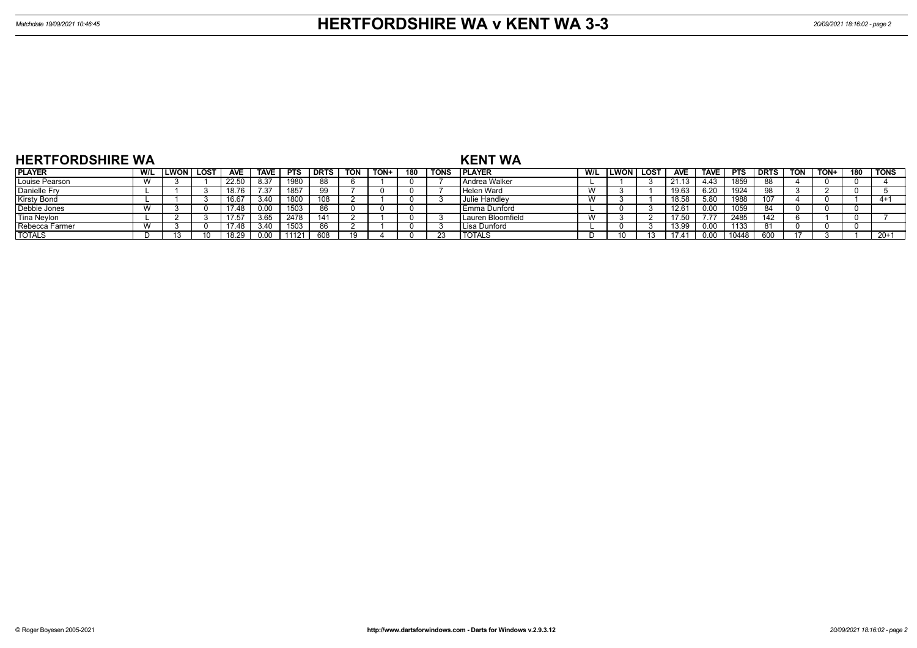# HERTFORDSHIRE WA v KENT WA 3-3

Matchdate 19/09/2021 10:46:45

## HERTFORDSHIRE WA

| PLAYER | W/L | LWON | LOST | AVE | TAVE | PTS | DRTS | TON | TON+ | 180 | TONS |
|---|---|---|---|---|---|---|---|---|---|---|---|
| Louise Pearson | W | 3 | 1 | 22.50 | 8.37 | 1980 | 88 | 6 | 1 | 0 | 7 |
| Danielle Fry | L | 1 | 3 | 18.76 | 7.37 | 1857 | 99 | 7 | 0 | 0 | 7 |
| Kirsty Bond | L | 1 | 3 | 16.67 | 3.40 | 1800 | 108 | 2 | 1 | 0 | 3 |
| Debbie Jones | W | 3 | 0 | 17.48 | 0.00 | 1503 | 86 | 0 | 0 | 0 | |
| Tina Neylon | L | 2 | 3 | 17.57 | 3.65 | 2478 | 141 | 2 | 1 | 0 | 3 |
| Rebecca Farmer | W | 3 | 0 | 17.48 | 3.40 | 1503 | 86 | 2 | 1 | 0 | 3 |
| TOTALS | D | 13 | 10 | 18.29 | 0.00 | 11121 | 608 | 19 | 4 | 0 | 23 |

## KENT WA

| PLAYER | W/L | LWON | LOST | AVE | TAVE | PTS | DRTS | TON | TON+ | 180 | TONS |
|---|---|---|---|---|---|---|---|---|---|---|---|
| Andrea Walker | L | 1 | 3 | 21.13 | 4.43 | 1859 | 88 | 4 | 0 | 0 | 4 |
| Helen Ward | W | 3 | 1 | 19.63 | 6.20 | 1924 | 98 | 3 | 2 | 0 | 5 |
| Julie Handley | W | 3 | 1 | 18.58 | 5.80 | 1988 | 107 | 4 | 0 | 1 | 4+1 |
| Emma Dunford | L | 0 | 3 | 12.61 | 0.00 | 1059 | 84 | 0 | 0 | 0 | |
| Lauren Bloomfield | W | 3 | 2 | 17.50 | 7.77 | 2485 | 142 | 6 | 1 | 0 | 7 |
| Lisa Dunford | L | 0 | 3 | 13.99 | 0.00 | 1133 | 81 | 0 | 0 | 0 | |
| TOTALS | D | 10 | 13 | 17.41 | 0.00 | 10448 | 600 | 17 | 3 | 1 | 20+1 |